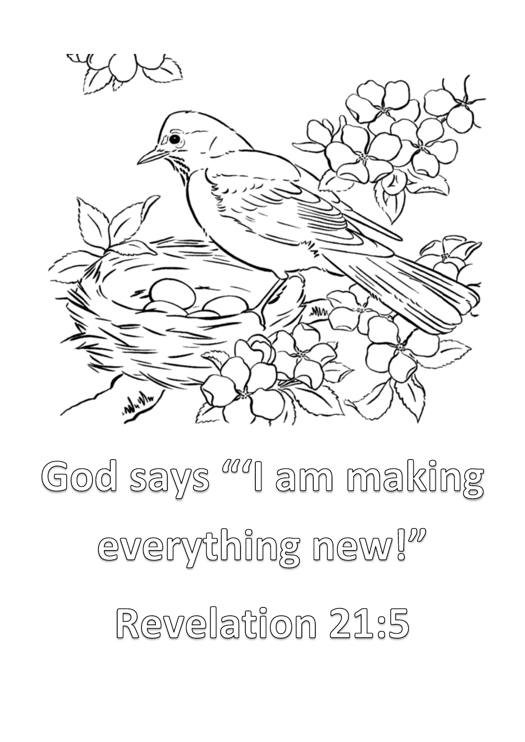God says ““I am making everything new!”

Revelation 21:5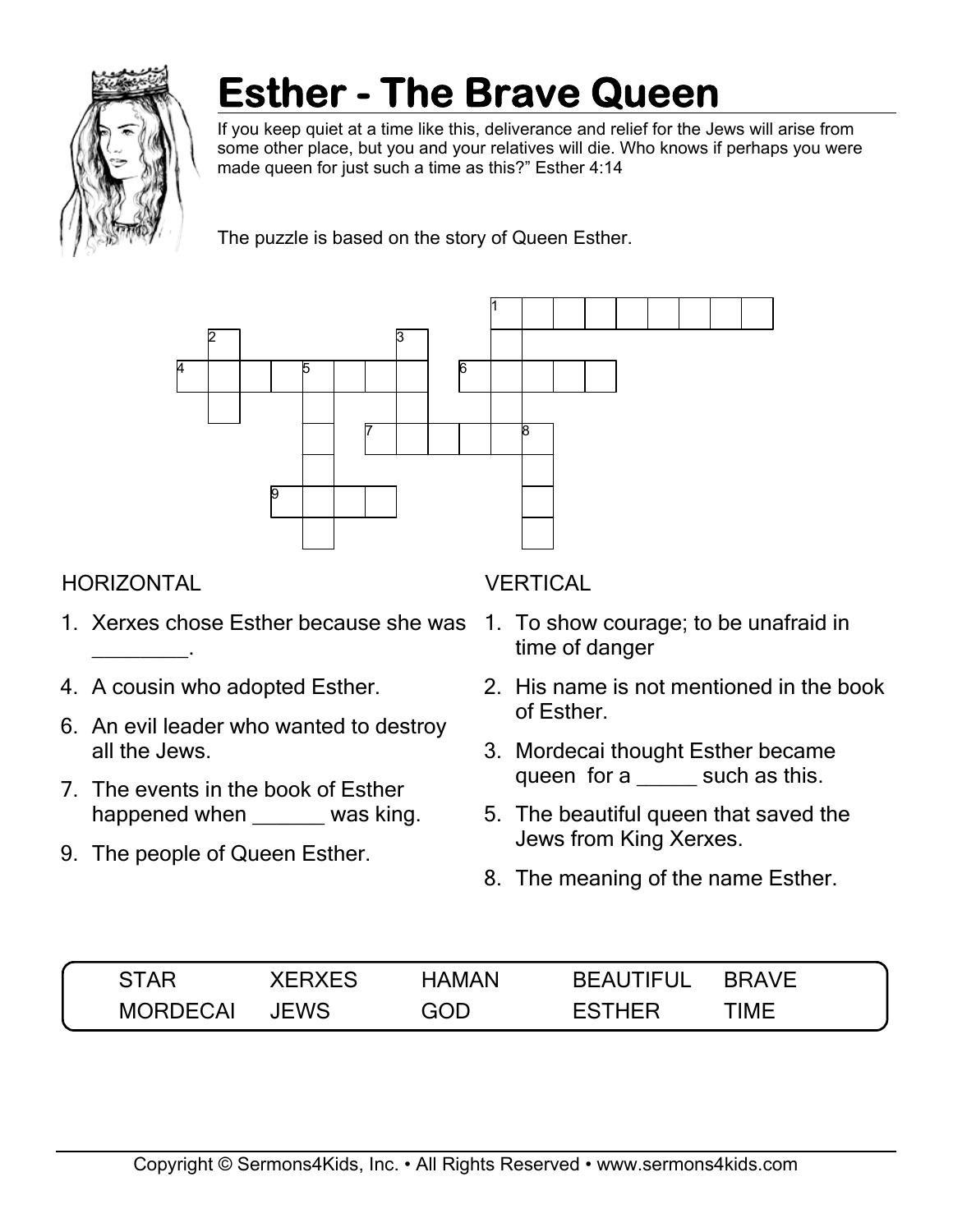# Esther - The Brave Queen

If you keep quiet at a time like this, deliverance and relief for the Jews will arise from some other place, but you and your relatives will die. Who knows if perhaps you were made queen for just such a time as this?" Esther 4:14

The puzzle is based on the story of Queen Esther.

## HORIZONTAL

1. Xerxes chose Esther because she was ________.
4. A cousin who adopted Esther.
6. An evil leader who wanted to destroy all the Jews.
7. The events in the book of Esther happened when ______ was king.
9. The people of Queen Esther.

## VERTICAL

1. To show courage; to be unafraid in time of danger
2. His name is not mentioned in the book of Esther.
3. Mordecai thought Esther became queen for a _____ such as this.
5. The beautiful queen that saved the Jews from King Xerxes.
8. The meaning of the name Esther.

| STAR | XERXES | HAMAN | BEAUTIFUL | BRAVE |
|---|---|---|---|---|
| MORDECAI | JEWS | GOD | ESTHER | TIME |

Copyright © Sermons4Kids, Inc. • All Rights Reserved • www.sermons4kids.com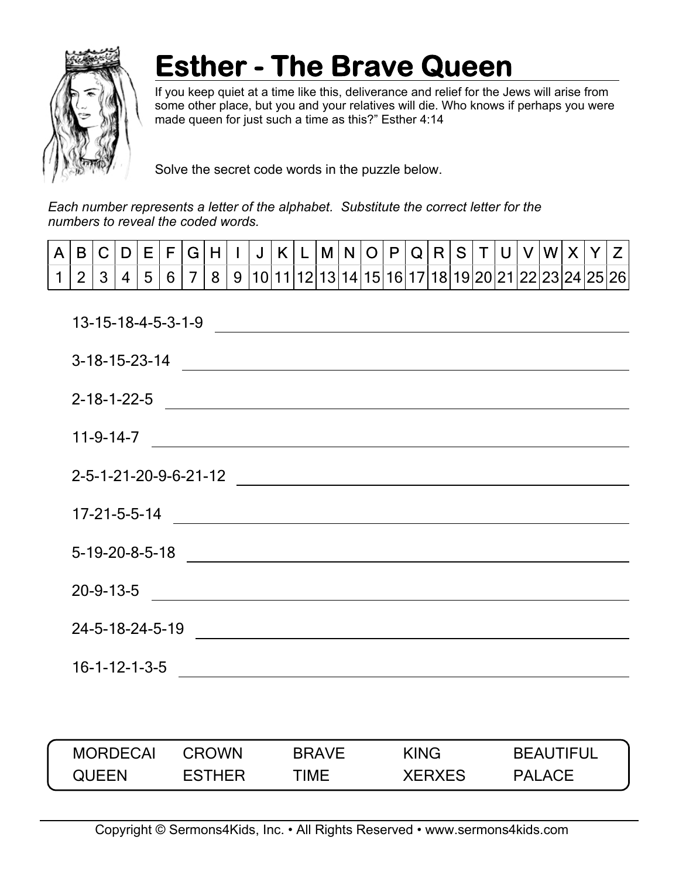# Esther - The Brave Queen

If you keep quiet at a time like this, deliverance and relief for the Jews will arise from some other place, but you and your relatives will die. Who knows if perhaps you were made queen for just such a time as this?" Esther 4:14

Solve the secret code words in the puzzle below.

*Each number represents a letter of the alphabet. Substitute the correct letter for the numbers to reveal the coded words.*

| A | B | C | D | E | F | G | H | I | J | K | L | M | N | O | P | Q | R | S | T | U | V | W | X | Y | Z |
|---|---|---|---|---|---|---|---|---|---|---|---|---|---|---|---|---|---|---|---|---|---|---|---|---|---|
| 1 | 2 | 3 | 4 | 5 | 6 | 7 | 8 | 9 | 10 | 11 | 12 | 13 | 14 | 15 | 16 | 17 | 18 | 19 | 20 | 21 | 22 | 23 | 24 | 25 | 26 |

13-15-18-4-5-3-1-9 ____________________

3-18-15-23-14 ____________________

2-18-1-22-5 ____________________

11-9-14-7 ____________________

2-5-1-21-20-9-6-21-12 ____________________

17-21-5-5-14 ____________________

5-19-20-8-5-18 ____________________

20-9-13-5 ____________________

24-5-18-24-5-19 ____________________

16-1-12-1-3-5 ____________________

| | | | | |
|---|---|---|---|---|
| MORDECAI | CROWN | BRAVE | KING | BEAUTIFUL |
| QUEEN | ESTHER | TIME | XERXES | PALACE |

Copyright © Sermons4Kids, Inc. • All Rights Reserved • www.sermons4kids.com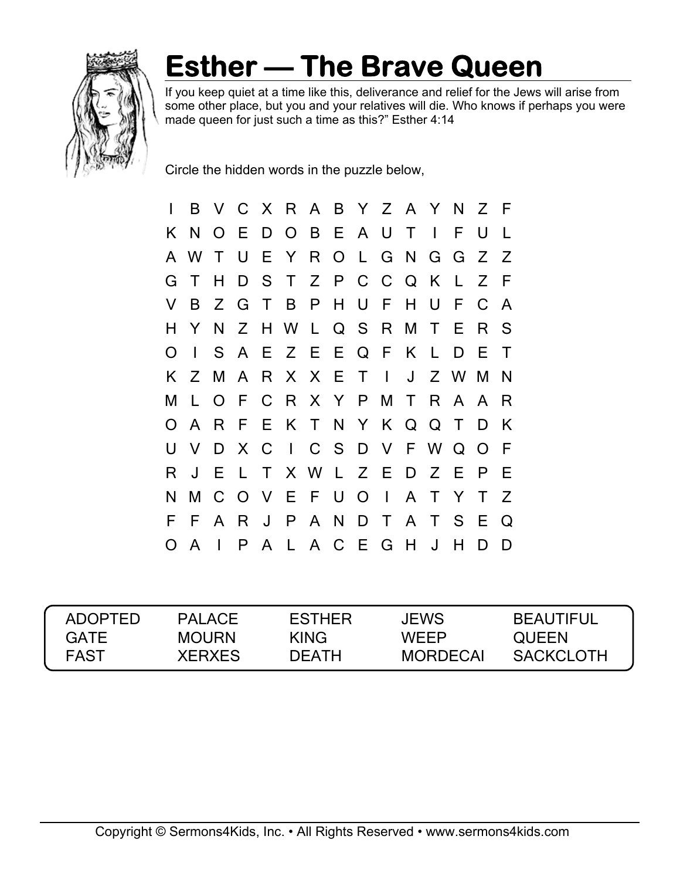# Esther — The Brave Queen

If you keep quiet at a time like this, deliverance and relief for the Jews will arise from some other place, but you and your relatives will die. Who knows if perhaps you were made queen for just such a time as this?" Esther 4:14

Circle the hidden words in the puzzle below,

```
I B V C X R A B Y Z A Y N Z F
K N O E D O B E A U T I F U L
A W T U E Y R O L G N G G Z Z
G T H D S T Z P C C Q K L Z F
V B Z G T B P H U F H U F C A
H Y N Z H W L Q S R M T E R S
O I S A E Z E E Q F K L D E T
K Z M A R X X E T I J Z W M N
M L O F C R X Y P M T R A A R
O A R F E K T N Y K Q Q T D K
U V D X C I C S D V F W Q O F
R J E L T X W L Z E D Z E P E
N M C O V E F U O I A T Y T Z
F F A R J P A N D T A T S E Q
O A I P A L A C E G H J H D D
```

| | | | | |
|---|---|---|---|---|
| ADOPTED | PALACE | ESTHER | JEWS | BEAUTIFUL |
| GATE | MOURN | KING | WEEP | QUEEN |
| FAST | XERXES | DEATH | MORDECAI | SACKCLOTH |

Copyright © Sermons4Kids, Inc. • All Rights Reserved • www.sermons4kids.com